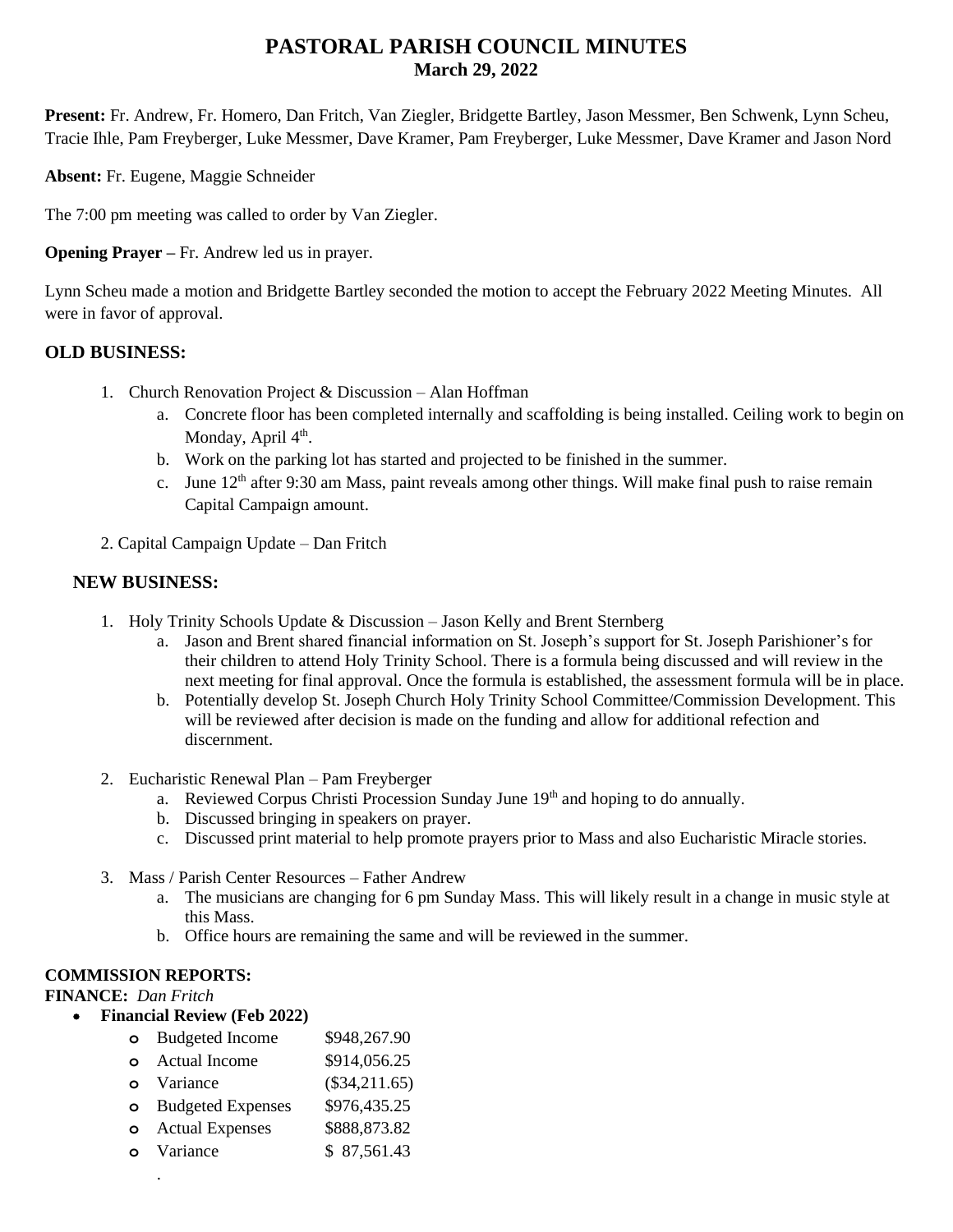# PASTORAL PARISH COUNCIL MINUTES
## March 29, 2022

**Present:** Fr. Andrew, Fr. Homero, Dan Fritch, Van Ziegler, Bridgette Bartley, Jason Messmer, Ben Schwenk, Lynn Scheu, Tracie Ihle, Pam Freyberger, Luke Messmer, Dave Kramer, Pam Freyberger, Luke Messmer, Dave Kramer and Jason Nord

**Absent:** Fr. Eugene, Maggie Schneider

The 7:00 pm meeting was called to order by Van Ziegler.

**Opening Prayer –** Fr. Andrew led us in prayer.

Lynn Scheu made a motion and Bridgette Bartley seconded the motion to accept the February 2022 Meeting Minutes. All were in favor of approval.

## OLD BUSINESS:

1. Church Renovation Project & Discussion – Alan Hoffman
   a. Concrete floor has been completed internally and scaffolding is being installed. Ceiling work to begin on Monday, April 4th.
   b. Work on the parking lot has started and projected to be finished in the summer.
   c. June 12th after 9:30 am Mass, paint reveals among other things. Will make final push to raise remain Capital Campaign amount.

2. Capital Campaign Update – Dan Fritch

## NEW BUSINESS:

1. Holy Trinity Schools Update & Discussion – Jason Kelly and Brent Sternberg
   a. Jason and Brent shared financial information on St. Joseph's support for St. Joseph Parishioner's for their children to attend Holy Trinity School. There is a formula being discussed and will review in the next meeting for final approval. Once the formula is established, the assessment formula will be in place.
   b. Potentially develop St. Joseph Church Holy Trinity School Committee/Commission Development. This will be reviewed after decision is made on the funding and allow for additional refection and discernment.

2. Eucharistic Renewal Plan – Pam Freyberger
   a. Reviewed Corpus Christi Procession Sunday June 19th and hoping to do annually.
   b. Discussed bringing in speakers on prayer.
   c. Discussed print material to help promote prayers prior to Mass and also Eucharistic Miracle stories.

3. Mass / Parish Center Resources – Father Andrew
   a. The musicians are changing for 6 pm Sunday Mass. This will likely result in a change in music style at this Mass.
   b. Office hours are remaining the same and will be reviewed in the summer.

**COMMISSION REPORTS:**

**FINANCE:** *Dan Fritch*

- **Financial Review (Feb 2022)**
  - Budgeted Income $948,267.90
  - Actual Income $914,056.25
  - Variance ($34,211.65)
  - Budgeted Expenses $976,435.25
  - Actual Expenses $888,873.82
  - Variance $ 87,561.43

.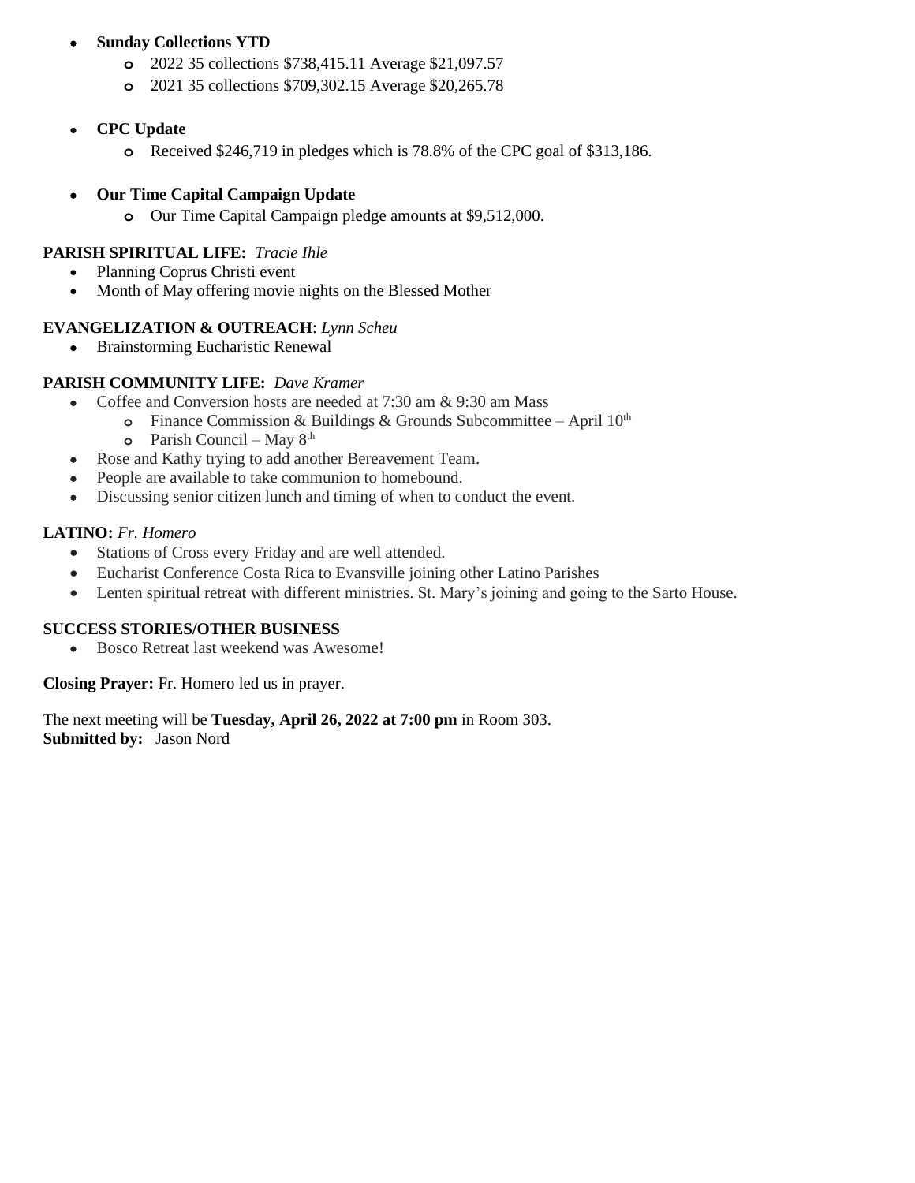- **Sunday Collections YTD**
  - 2022 35 collections $738,415.11 Average $21,097.57
  - 2021 35 collections $709,302.15 Average $20,265.78

- **CPC Update**
  - Received $246,719 in pledges which is 78.8% of the CPC goal of $313,186.

- **Our Time Capital Campaign Update**
  - Our Time Capital Campaign pledge amounts at $9,512,000.

**PARISH SPIRITUAL LIFE:** *Tracie Ihle*

- Planning Coprus Christi event
- Month of May offering movie nights on the Blessed Mother

**EVANGELIZATION & OUTREACH**: *Lynn Scheu*

- Brainstorming Eucharistic Renewal

**PARISH COMMUNITY LIFE:** *Dave Kramer*

- Coffee and Conversion hosts are needed at 7:30 am & 9:30 am Mass
  - Finance Commission & Buildings & Grounds Subcommittee – April 10th
  - Parish Council – May 8th
- Rose and Kathy trying to add another Bereavement Team.
- People are available to take communion to homebound.
- Discussing senior citizen lunch and timing of when to conduct the event.

**LATINO:** *Fr. Homero*

- Stations of Cross every Friday and are well attended.
- Eucharist Conference Costa Rica to Evansville joining other Latino Parishes
- Lenten spiritual retreat with different ministries. St. Mary's joining and going to the Sarto House.

**SUCCESS STORIES/OTHER BUSINESS**

- Bosco Retreat last weekend was Awesome!

**Closing Prayer:** Fr. Homero led us in prayer.

The next meeting will be **Tuesday, April 26, 2022 at 7:00 pm** in Room 303.
**Submitted by:** Jason Nord